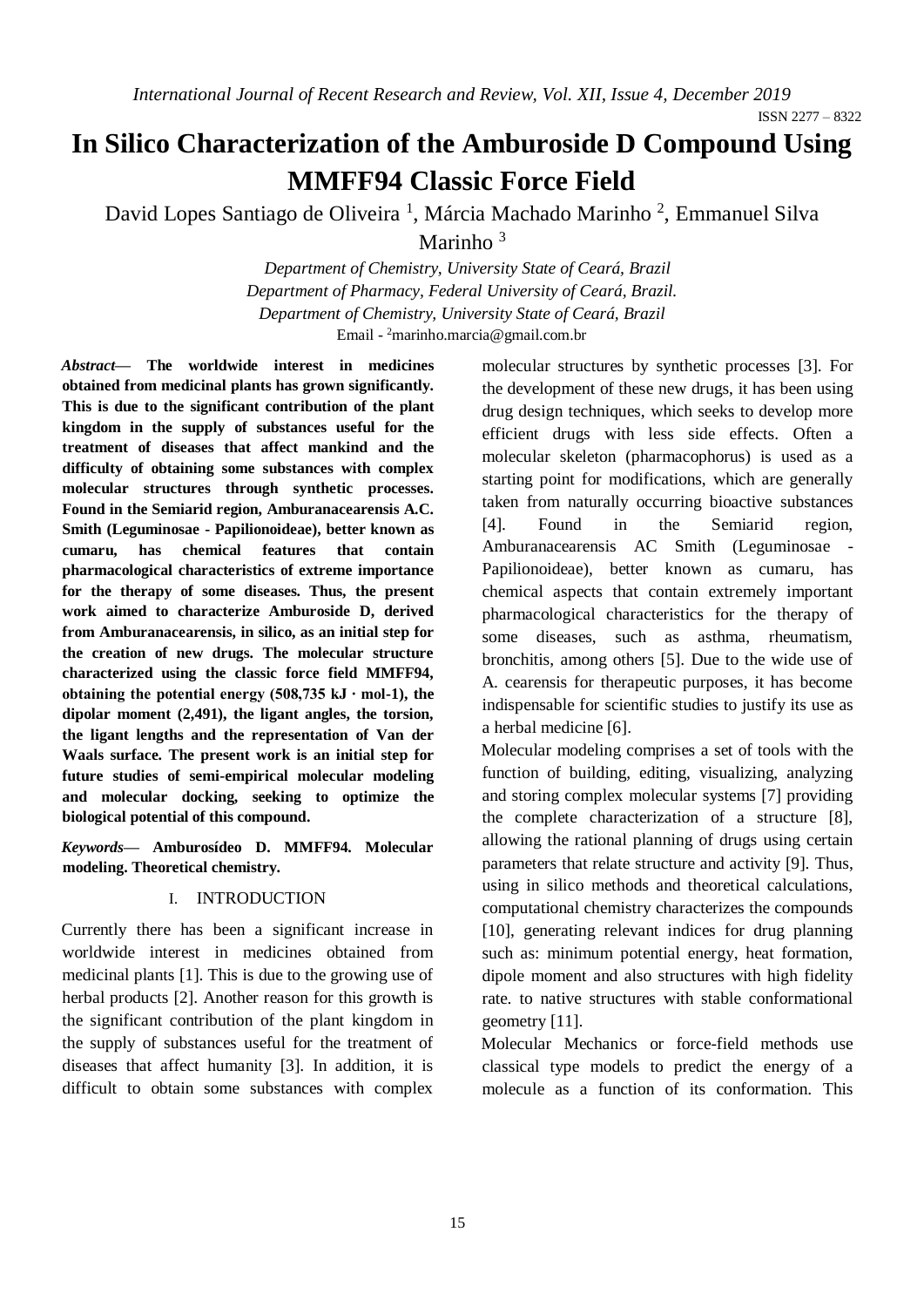# In Silico Characterization of the Amburoside D Compound Using MMFF94 Classic Force Field

David Lopes Santiago de Oliveira [1], Márcia Machado Marinho [2], Emmanuel Silva Marinho [3]

*Department of Chemistry, University State of Ceará, Brazil*
*Department of Pharmacy, Federal University of Ceará, Brazil.*
*Department of Chemistry, University State of Ceará, Brazil*
Email - [2]marinho.marcia@gmail.com.br

***Abstract*— The worldwide interest in medicines obtained from medicinal plants has grown significantly. This is due to the significant contribution of the plant kingdom in the supply of substances useful for the treatment of diseases that affect mankind and the difficulty of obtaining some substances with complex molecular structures through synthetic processes. Found in the Semiarid region, Amburanacearensis A.C. Smith (Leguminosae - Papilionoideae), better known as cumaru, has chemical features that contain pharmacological characteristics of extreme importance for the therapy of some diseases. Thus, the present work aimed to characterize Amburoside D, derived from Amburanacearensis, in silico, as an initial step for the creation of new drugs. The molecular structure characterized using the classic force field MMFF94, obtaining the potential energy (508,735 kJ · mol-1), the dipolar moment (2,491), the ligant angles, the torsion, the ligant lengths and the representation of Van der Waals surface. The present work is an initial step for future studies of semi-empirical molecular modeling and molecular docking, seeking to optimize the biological potential of this compound.**

***Keywords*— Amburosídeo D. MMFF94. Molecular modeling. Theoretical chemistry.**

## I. INTRODUCTION

Currently there has been a significant increase in worldwide interest in medicines obtained from medicinal plants [1]. This is due to the growing use of herbal products [2]. Another reason for this growth is the significant contribution of the plant kingdom in the supply of substances useful for the treatment of diseases that affect humanity [3]. In addition, it is difficult to obtain some substances with complex molecular structures by synthetic processes [3]. For the development of these new drugs, it has been using drug design techniques, which seeks to develop more efficient drugs with less side effects. Often a molecular skeleton (pharmacophorus) is used as a starting point for modifications, which are generally taken from naturally occurring bioactive substances [4]. Found in the Semiarid region, Amburanacearensis AC Smith (Leguminosae - Papilionoideae), better known as cumaru, has chemical aspects that contain extremely important pharmacological characteristics for the therapy of some diseases, such as asthma, rheumatism, bronchitis, among others [5]. Due to the wide use of A. cearensis for therapeutic purposes, it has become indispensable for scientific studies to justify its use as a herbal medicine [6].

Molecular modeling comprises a set of tools with the function of building, editing, visualizing, analyzing and storing complex molecular systems [7] providing the complete characterization of a structure [8], allowing the rational planning of drugs using certain parameters that relate structure and activity [9]. Thus, using in silico methods and theoretical calculations, computational chemistry characterizes the compounds [10], generating relevant indices for drug planning such as: minimum potential energy, heat formation, dipole moment and also structures with high fidelity rate. to native structures with stable conformational geometry [11].

Molecular Mechanics or force-field methods use classical type models to predict the energy of a molecule as a function of its conformation. This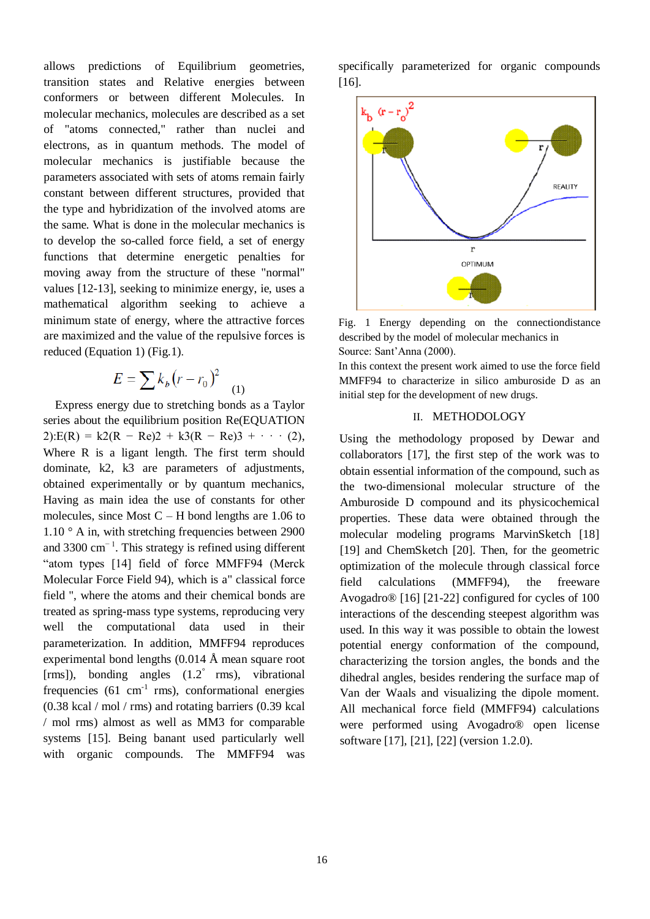allows predictions of Equilibrium geometries, transition states and Relative energies between conformers or between different Molecules. In molecular mechanics, molecules are described as a set of "atoms connected," rather than nuclei and electrons, as in quantum methods. The model of molecular mechanics is justifiable because the parameters associated with sets of atoms remain fairly constant between different structures, provided that the type and hybridization of the involved atoms are the same. What is done in the molecular mechanics is to develop the so-called force field, a set of energy functions that determine energetic penalties for moving away from the structure of these "normal" values [12-13], seeking to minimize energy, ie, uses a mathematical algorithm seeking to achieve a minimum state of energy, where the attractive forces are maximized and the value of the repulsive forces is reduced (Equation 1) (Fig.1).

$$E = \sum k_b (r - r_0)^2 \qquad (1)$$

Express energy due to stretching bonds as a Taylor series about the equilibrium position Re(EQUATION 2):E(R) = k2(R − Re)2 + k3(R − Re)3 + · · · (2), Where R is a ligant length. The first term should dominate, k2, k3 are parameters of adjustments, obtained experimentally or by quantum mechanics, Having as main idea the use of constants for other molecules, since Most C – H bond lengths are 1.06 to 1.10 ° A in, with stretching frequencies between 2900 and 3300 $cm^{-1}$. This strategy is refined using different "atom types [14] field of force MMFF94 (Merck Molecular Force Field 94), which is a" classical force field ", where the atoms and their chemical bonds are treated as spring-mass type systems, reproducing very well the computational data used in their parameterization. In addition, MMFF94 reproduces experimental bond lengths (0.014 Å mean square root [rms]), bonding angles (1.2° rms), vibrational frequencies (61 $cm^{-1}$ rms), conformational energies (0.38 kcal / mol / rms) and rotating barriers (0.39 kcal / mol rms) almost as well as MM3 for comparable systems [15]. Being banant used particularly well with organic compounds. The MMFF94 was specifically parameterized for organic compounds [16].

Fig. 1 Energy depending on the connectiondistance described by the model of molecular mechanics in
Source: Sant'Anna (2000).

In this context the present work aimed to use the force field MMFF94 to characterize in silico amburoside D as an initial step for the development of new drugs.

## II. METHODOLOGY

Using the methodology proposed by Dewar and collaborators [17], the first step of the work was to obtain essential information of the compound, such as the two-dimensional molecular structure of the Amburoside D compound and its physicochemical properties. These data were obtained through the molecular modeling programs MarvinSketch [18] [19] and ChemSketch [20]. Then, for the geometric optimization of the molecule through classical force field calculations (MMFF94), the freeware Avogadro® [16] [21-22] configured for cycles of 100 interactions of the descending steepest algorithm was used. In this way it was possible to obtain the lowest potential energy conformation of the compound, characterizing the torsion angles, the bonds and the dihedral angles, besides rendering the surface map of Van der Waals and visualizing the dipole moment. All mechanical force field (MMFF94) calculations were performed using Avogadro® open license software [17], [21], [22] (version 1.2.0).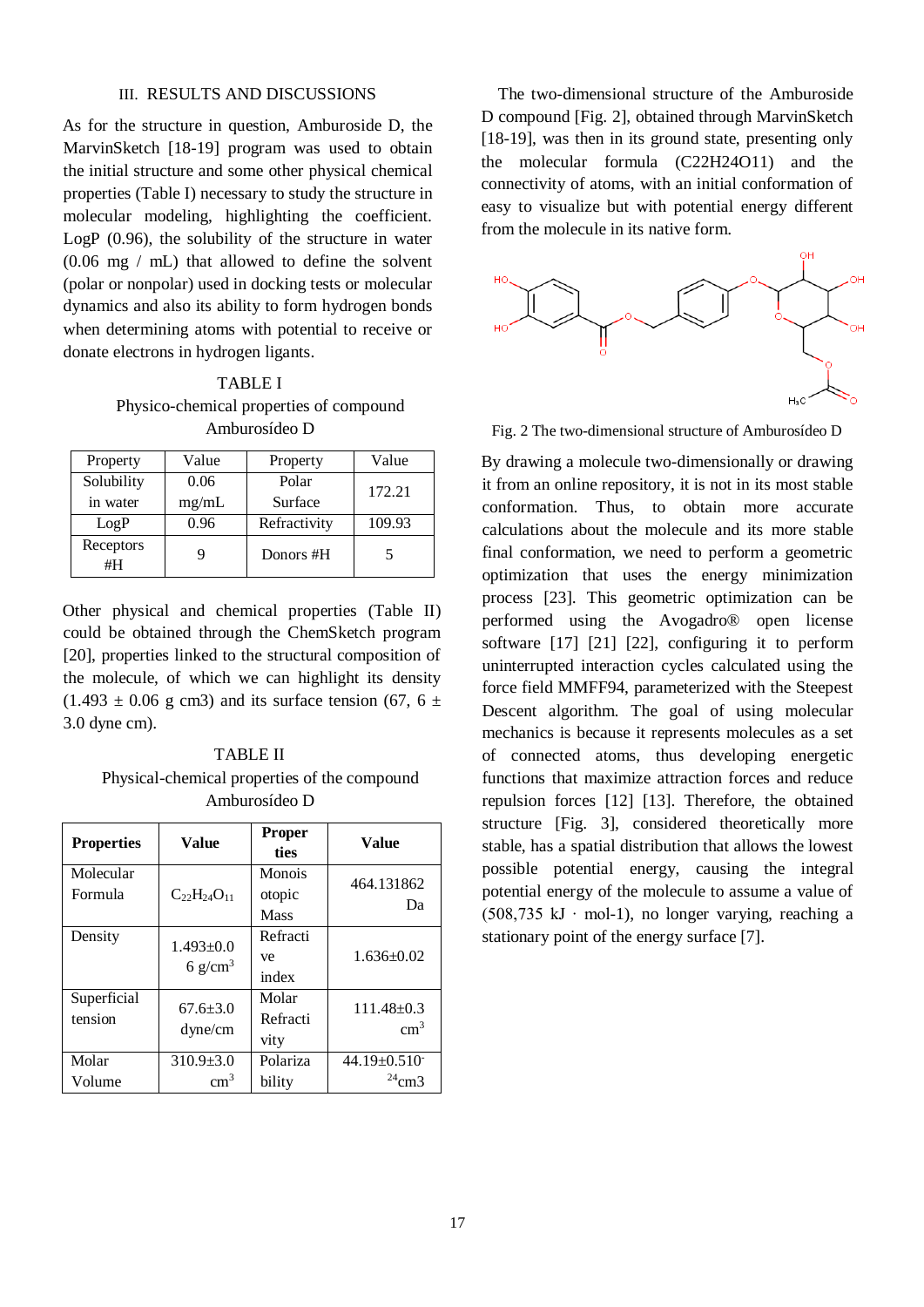## III. RESULTS AND DISCUSSIONS

As for the structure in question, Amburoside D, the MarvinSketch [18-19] program was used to obtain the initial structure and some other physical chemical properties (Table I) necessary to study the structure in molecular modeling, highlighting the coefficient. LogP (0.96), the solubility of the structure in water (0.06 mg / mL) that allowed to define the solvent (polar or nonpolar) used in docking tests or molecular dynamics and also its ability to form hydrogen bonds when determining atoms with potential to receive or donate electrons in hydrogen ligants.

TABLE I
Physico-chemical properties of compound Amburosídeo D

| Property | Value | Property | Value |
|---|---|---|---|
| Solubility in water | 0.06 mg/mL | Polar Surface | 172.21 |
| LogP | 0.96 | Refractivity | 109.93 |
| Receptors #H | 9 | Donors #H | 5 |

Other physical and chemical properties (Table II) could be obtained through the ChemSketch program [20], properties linked to the structural composition of the molecule, of which we can highlight its density (1.493 ± 0.06 g cm3) and its surface tension (67, 6 ± 3.0 dyne cm).

TABLE II
Physical-chemical properties of the compound Amburosídeo D

| **Properties** | **Value** | **Properties** | **Value** |
|---|---|---|---|
| Molecular Formula | $C_{22}H_{24}O_{11}$ | Monoisotopic Mass | 464.131862 Da |
| Density | 1.493±0.06 g/$cm^3$ | Refractive index | 1.636±0.02 |
| Superficial tension | 67.6±3.0 dyne/cm | Molar Refractivity | 111.48±0.3 $cm^3$ |
| Molar Volume | 310.9±3.0 $cm^3$ | Polarizability | 44.19±0.5 $10^{-24}$cm3 |

The two-dimensional structure of the Amburoside D compound [Fig. 2], obtained through MarvinSketch [18-19], was then in its ground state, presenting only the molecular formula (C22H24O11) and the connectivity of atoms, with an initial conformation of easy to visualize but with potential energy different from the molecule in its native form.

Fig. 2 The two-dimensional structure of Amburosídeo D

By drawing a molecule two-dimensionally or drawing it from an online repository, it is not in its most stable conformation. Thus, to obtain more accurate calculations about the molecule and its more stable final conformation, we need to perform a geometric optimization that uses the energy minimization process [23]. This geometric optimization can be performed using the Avogadro® open license software [17] [21] [22], configuring it to perform uninterrupted interaction cycles calculated using the force field MMFF94, parameterized with the Steepest Descent algorithm. The goal of using molecular mechanics is because it represents molecules as a set of connected atoms, thus developing energetic functions that maximize attraction forces and reduce repulsion forces [12] [13]. Therefore, the obtained structure [Fig. 3], considered theoretically more stable, has a spatial distribution that allows the lowest possible potential energy, causing the integral potential energy of the molecule to assume a value of (508,735 kJ · mol-1), no longer varying, reaching a stationary point of the energy surface [7].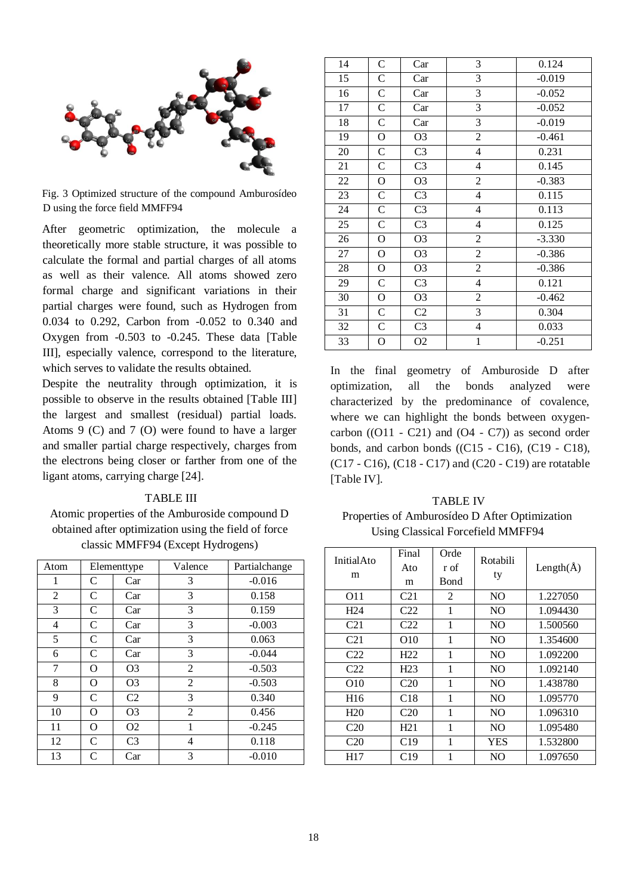Fig. 3 Optimized structure of the compound Amburosídeo D using the force field MMFF94

After geometric optimization, the molecule a theoretically more stable structure, it was possible to calculate the formal and partial charges of all atoms as well as their valence. All atoms showed zero formal charge and significant variations in their partial charges were found, such as Hydrogen from 0.034 to 0.292, Carbon from -0.052 to 0.340 and Oxygen from -0.503 to -0.245. These data [Table III], especially valence, correspond to the literature, which serves to validate the results obtained.

Despite the neutrality through optimization, it is possible to observe in the results obtained [Table III] the largest and smallest (residual) partial loads. Atoms 9 (C) and 7 (O) were found to have a larger and smaller partial charge respectively, charges from the electrons being closer or farther from one of the ligant atoms, carrying charge [24].

TABLE III
Atomic properties of the Amburoside compound D obtained after optimization using the field of force classic MMFF94 (Except Hydrogens)

| Atom | Elementtype | | Valence | Partialchange |
|---|---|---|---|---|
| 1 | C | Car | 3 | -0.016 |
| 2 | C | Car | 3 | 0.158 |
| 3 | C | Car | 3 | 0.159 |
| 4 | C | Car | 3 | -0.003 |
| 5 | C | Car | 3 | 0.063 |
| 6 | C | Car | 3 | -0.044 |
| 7 | O | O3 | 2 | -0.503 |
| 8 | O | O3 | 2 | -0.503 |
| 9 | C | C2 | 3 | 0.340 |
| 10 | O | O3 | 2 | 0.456 |
| 11 | O | O2 | 1 | -0.245 |
| 12 | C | C3 | 4 | 0.118 |
| 13 | C | Car | 3 | -0.010 |
| 14 | C | Car | 3 | 0.124 |
| 15 | C | Car | 3 | -0.019 |
| 16 | C | Car | 3 | -0.052 |
| 17 | C | Car | 3 | -0.052 |
| 18 | C | Car | 3 | -0.019 |
| 19 | O | O3 | 2 | -0.461 |
| 20 | C | C3 | 4 | 0.231 |
| 21 | C | C3 | 4 | 0.145 |
| 22 | O | O3 | 2 | -0.383 |
| 23 | C | C3 | 4 | 0.115 |
| 24 | C | C3 | 4 | 0.113 |
| 25 | C | C3 | 4 | 0.125 |
| 26 | O | O3 | 2 | -3.330 |
| 27 | O | O3 | 2 | -0.386 |
| 28 | O | O3 | 2 | -0.386 |
| 29 | C | C3 | 4 | 0.121 |
| 30 | O | O3 | 2 | -0.462 |
| 31 | C | C2 | 3 | 0.304 |
| 32 | C | C3 | 4 | 0.033 |
| 33 | O | O2 | 1 | -0.251 |

In the final geometry of Amburoside D after optimization, all the bonds analyzed were characterized by the predominance of covalence, where we can highlight the bonds between oxygen-carbon ((O11 - C21) and (O4 - C7)) as second order bonds, and carbon bonds ((C15 - C16), (C19 - C18), (C17 - C16), (C18 - C17) and (C20 - C19) are rotatable [Table IV].

TABLE IV
Properties of Amburosídeo D After Optimization Using Classical Forcefield MMFF94

| InitialAtom | Final Atom | Order of Bond | Rotability | Length(Å) |
|---|---|---|---|---|
| O11 | C21 | 2 | NO | 1.227050 |
| H24 | C22 | 1 | NO | 1.094430 |
| C21 | C22 | 1 | NO | 1.500560 |
| C21 | O10 | 1 | NO | 1.354600 |
| C22 | H22 | 1 | NO | 1.092200 |
| C22 | H23 | 1 | NO | 1.092140 |
| O10 | C20 | 1 | NO | 1.438780 |
| H16 | C18 | 1 | NO | 1.095770 |
| H20 | C20 | 1 | NO | 1.096310 |
| C20 | H21 | 1 | NO | 1.095480 |
| C20 | C19 | 1 | YES | 1.532800 |
| H17 | C19 | 1 | NO | 1.097650 |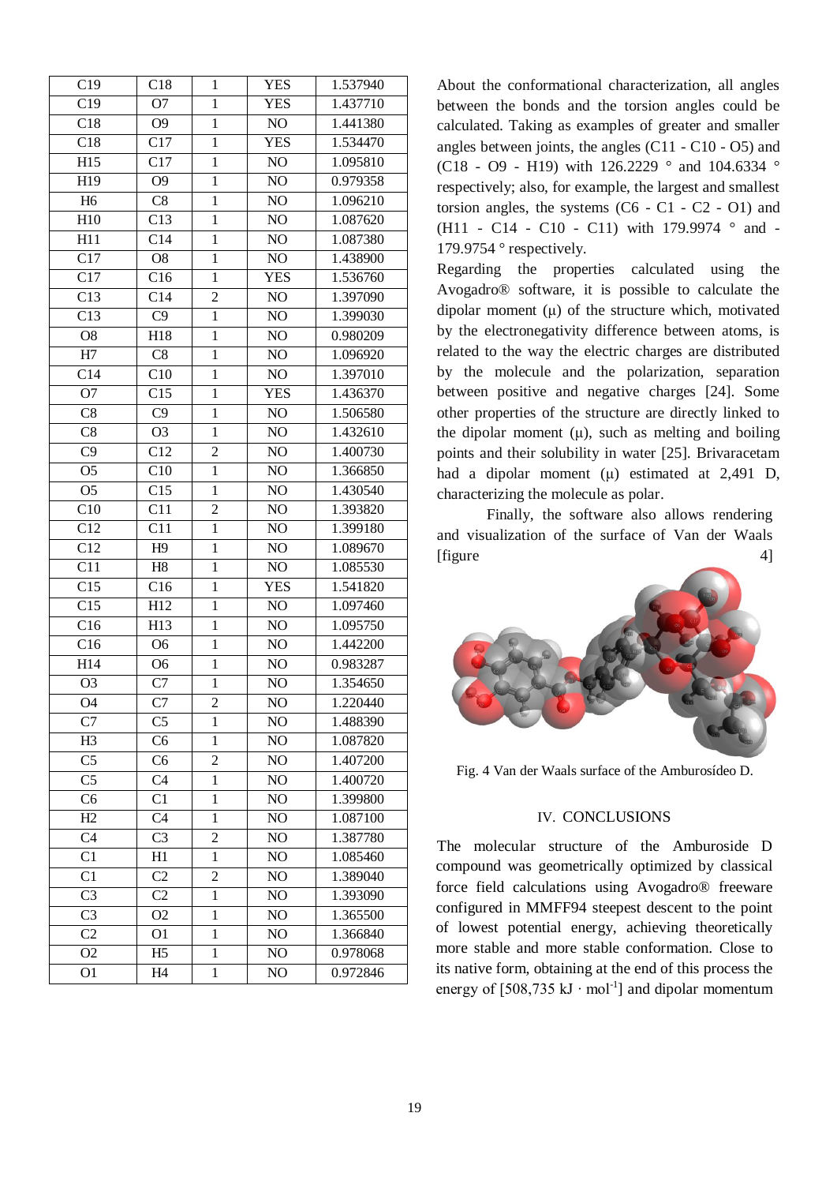| C19 | C18 | 1 | YES | 1.537940 |
|---|---|---|---|---|
| C19 | O7 | 1 | YES | 1.437710 |
| C18 | O9 | 1 | NO | 1.441380 |
| C18 | C17 | 1 | YES | 1.534470 |
| H15 | C17 | 1 | NO | 1.095810 |
| H19 | O9 | 1 | NO | 0.979358 |
| H6 | C8 | 1 | NO | 1.096210 |
| H10 | C13 | 1 | NO | 1.087620 |
| H11 | C14 | 1 | NO | 1.087380 |
| C17 | O8 | 1 | NO | 1.438900 |
| C17 | C16 | 1 | YES | 1.536760 |
| C13 | C14 | 2 | NO | 1.397090 |
| C13 | C9 | 1 | NO | 1.399030 |
| O8 | H18 | 1 | NO | 0.980209 |
| H7 | C8 | 1 | NO | 1.096920 |
| C14 | C10 | 1 | NO | 1.397010 |
| O7 | C15 | 1 | YES | 1.436370 |
| C8 | C9 | 1 | NO | 1.506580 |
| C8 | O3 | 1 | NO | 1.432610 |
| C9 | C12 | 2 | NO | 1.400730 |
| O5 | C10 | 1 | NO | 1.366850 |
| O5 | C15 | 1 | NO | 1.430540 |
| C10 | C11 | 2 | NO | 1.393820 |
| C12 | C11 | 1 | NO | 1.399180 |
| C12 | H9 | 1 | NO | 1.089670 |
| C11 | H8 | 1 | NO | 1.085530 |
| C15 | C16 | 1 | YES | 1.541820 |
| C15 | H12 | 1 | NO | 1.097460 |
| C16 | H13 | 1 | NO | 1.095750 |
| C16 | O6 | 1 | NO | 1.442200 |
| H14 | O6 | 1 | NO | 0.983287 |
| O3 | C7 | 1 | NO | 1.354650 |
| O4 | C7 | 2 | NO | 1.220440 |
| C7 | C5 | 1 | NO | 1.488390 |
| H3 | C6 | 1 | NO | 1.087820 |
| C5 | C6 | 2 | NO | 1.407200 |
| C5 | C4 | 1 | NO | 1.400720 |
| C6 | C1 | 1 | NO | 1.399800 |
| H2 | C4 | 1 | NO | 1.087100 |
| C4 | C3 | 2 | NO | 1.387780 |
| C1 | H1 | 1 | NO | 1.085460 |
| C1 | C2 | 2 | NO | 1.389040 |
| C3 | C2 | 1 | NO | 1.393090 |
| C3 | O2 | 1 | NO | 1.365500 |
| C2 | O1 | 1 | NO | 1.366840 |
| O2 | H5 | 1 | NO | 0.978068 |
| O1 | H4 | 1 | NO | 0.972846 |

About the conformational characterization, all angles between the bonds and the torsion angles could be calculated. Taking as examples of greater and smaller angles between joints, the angles (C11 - C10 - O5) and (C18 - O9 - H19) with 126.2229 ° and 104.6334 ° respectively; also, for example, the largest and smallest torsion angles, the systems (C6 - C1 - C2 - O1) and (H11 - C14 - C10 - C11) with 179.9974 ° and - 179.9754 ° respectively.

Regarding the properties calculated using the Avogadro® software, it is possible to calculate the dipolar moment (μ) of the structure which, motivated by the electronegativity difference between atoms, is related to the way the electric charges are distributed by the molecule and the polarization, separation between positive and negative charges [24]. Some other properties of the structure are directly linked to the dipolar moment (μ), such as melting and boiling points and their solubility in water [25]. Brivaracetam had a dipolar moment (μ) estimated at 2,491 D, characterizing the molecule as polar.

Finally, the software also allows rendering and visualization of the surface of Van der Waals [figure 4]

Fig. 4 Van der Waals surface of the Amburosídeo D.

## IV. CONCLUSIONS

The molecular structure of the Amburoside D compound was geometrically optimized by classical force field calculations using Avogadro® freeware configured in MMFF94 steepest descent to the point of lowest potential energy, achieving theoretically more stable and more stable conformation. Close to its native form, obtaining at the end of this process the energy of [508,735 kJ · $mol^{-1}$] and dipolar momentum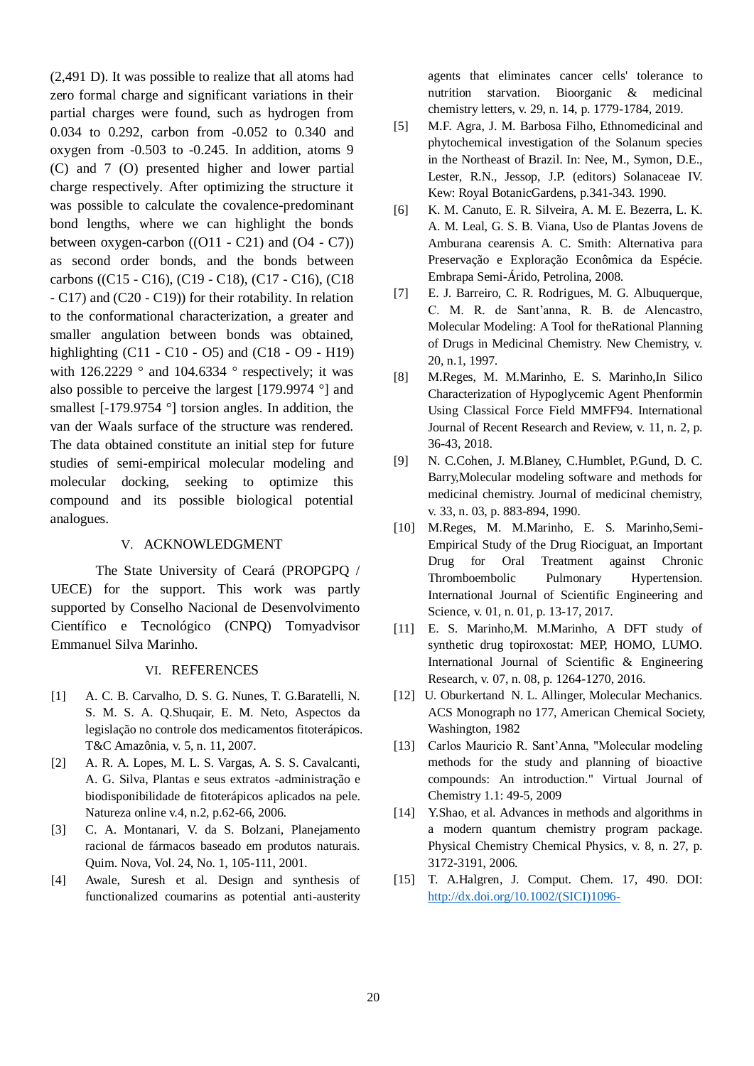(2,491 D). It was possible to realize that all atoms had zero formal charge and significant variations in their partial charges were found, such as hydrogen from 0.034 to 0.292, carbon from -0.052 to 0.340 and oxygen from -0.503 to -0.245. In addition, atoms 9 (C) and 7 (O) presented higher and lower partial charge respectively. After optimizing the structure it was possible to calculate the covalence-predominant bond lengths, where we can highlight the bonds between oxygen-carbon ((O11 - C21) and (O4 - C7)) as second order bonds, and the bonds between carbons ((C15 - C16), (C19 - C18), (C17 - C16), (C18 - C17) and (C20 - C19)) for their rotability. In relation to the conformational characterization, a greater and smaller angulation between bonds was obtained, highlighting (C11 - C10 - O5) and (C18 - O9 - H19) with 126.2229 ° and 104.6334 ° respectively; it was also possible to perceive the largest [179.9974 °] and smallest [-179.9754 °] torsion angles. In addition, the van der Waals surface of the structure was rendered. The data obtained constitute an initial step for future studies of semi-empirical molecular modeling and molecular docking, seeking to optimize this compound and its possible biological potential analogues.

## V. ACKNOWLEDGMENT

The State University of Ceará (PROPGPQ / UECE) for the support. This work was partly supported by Conselho Nacional de Desenvolvimento Científico e Tecnológico (CNPQ) Tomyadvisor Emmanuel Silva Marinho.

## VI. REFERENCES

[1] A. C. B. Carvalho, D. S. G. Nunes, T. G.Baratelli, N. S. M. S. A. Q.Shuqair, E. M. Neto, Aspectos da legislação no controle dos medicamentos fitoterápicos. T&C Amazônia, v. 5, n. 11, 2007.

[2] A. R. A. Lopes, M. L. S. Vargas, A. S. S. Cavalcanti, A. G. Silva, Plantas e seus extratos -administração e biodisponibilidade de fitoterápicos aplicados na pele. Natureza online v.4, n.2, p.62-66, 2006.

[3] C. A. Montanari, V. da S. Bolzani, Planejamento racional de fármacos baseado em produtos naturais. Quim. Nova, Vol. 24, No. 1, 105-111, 2001.

[4] Awale, Suresh et al. Design and synthesis of functionalized coumarins as potential anti-austerity agents that eliminates cancer cells' tolerance to nutrition starvation. Bioorganic & medicinal chemistry letters, v. 29, n. 14, p. 1779-1784, 2019.

[5] M.F. Agra, J. M. Barbosa Filho, Ethnomedicinal and phytochemical investigation of the Solanum species in the Northeast of Brazil. In: Nee, M., Symon, D.E., Lester, R.N., Jessop, J.P. (editors) Solanaceae IV. Kew: Royal BotanicGardens, p.341-343. 1990.

[6] K. M. Canuto, E. R. Silveira, A. M. E. Bezerra, L. K. A. M. Leal, G. S. B. Viana, Uso de Plantas Jovens de Amburana cearensis A. C. Smith: Alternativa para Preservação e Exploração Econômica da Espécie. Embrapa Semi-Árido, Petrolina, 2008.

[7] E. J. Barreiro, C. R. Rodrigues, M. G. Albuquerque, C. M. R. de Sant'anna, R. B. de Alencastro, Molecular Modeling: A Tool for theRational Planning of Drugs in Medicinal Chemistry. New Chemistry, v. 20, n.1, 1997.

[8] M.Reges, M. M.Marinho, E. S. Marinho,In Silico Characterization of Hypoglycemic Agent Phenformin Using Classical Force Field MMFF94. International Journal of Recent Research and Review, v. 11, n. 2, p. 36-43, 2018.

[9] N. C.Cohen, J. M.Blaney, C.Humblet, P.Gund, D. C. Barry,Molecular modeling software and methods for medicinal chemistry. Journal of medicinal chemistry, v. 33, n. 03, p. 883-894, 1990.

[10] M.Reges, M. M.Marinho, E. S. Marinho,Semi-Empirical Study of the Drug Riociguat, an Important Drug for Oral Treatment against Chronic Thromboembolic Pulmonary Hypertension. International Journal of Scientific Engineering and Science, v. 01, n. 01, p. 13-17, 2017.

[11] E. S. Marinho,M. M.Marinho, A DFT study of synthetic drug topiroxostat: MEP, HOMO, LUMO. International Journal of Scientific & Engineering Research, v. 07, n. 08, p. 1264-1270, 2016.

[12] U. Oburkertand N. L. Allinger, Molecular Mechanics. ACS Monograph no 177, American Chemical Society, Washington, 1982

[13] Carlos Mauricio R. Sant'Anna, "Molecular modeling methods for the study and planning of bioactive compounds: An introduction." Virtual Journal of Chemistry 1.1: 49-5, 2009

[14] Y.Shao, et al. Advances in methods and algorithms in a modern quantum chemistry program package. Physical Chemistry Chemical Physics, v. 8, n. 27, p. 3172-3191, 2006.

[15] T. A.Halgren, J. Comput. Chem. 17, 490. DOI: http://dx.doi.org/10.1002/(SICI)1096-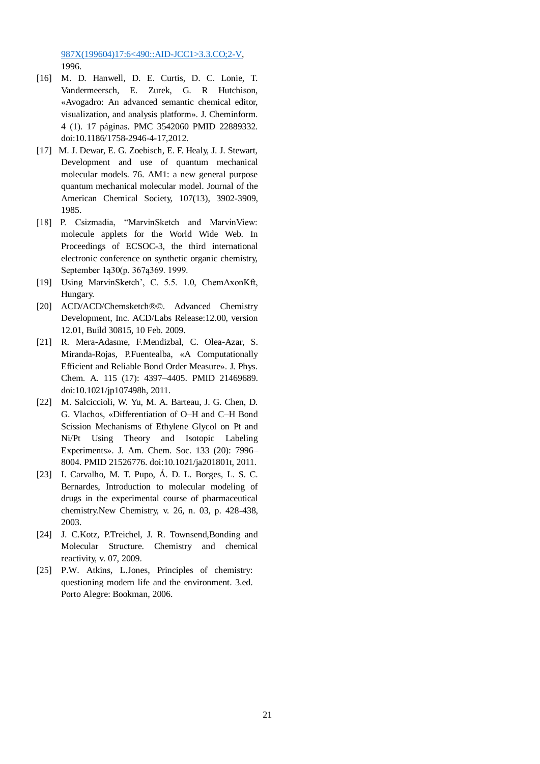987X(199604)17:6<490::AID-JCC1>3.3.CO;2-V, 1996.

[16] M. D. Hanwell, D. E. Curtis, D. C. Lonie, T. Vandermeersch, E. Zurek, G. R Hutchison, «Avogadro: An advanced semantic chemical editor, visualization, and analysis platform». J. Cheminform. 4 (1). 17 páginas. PMC 3542060 PMID 22889332. doi:10.1186/1758-2946-4-17,2012.

[17] M. J. Dewar, E. G. Zoebisch, E. F. Healy, J. J. Stewart, Development and use of quantum mechanical molecular models. 76. AM1: a new general purpose quantum mechanical molecular model. Journal of the American Chemical Society, 107(13), 3902-3909, 1985.

[18] P. Csizmadia, "MarvinSketch and MarvinView: molecule applets for the World Wide Web. In Proceedings of ECSOC-3, the third international electronic conference on synthetic organic chemistry, September 1ą30(p. 367ą369. 1999.

[19] Using MarvinSketch', C. 5.5. 1.0, ChemAxonKft, Hungary.

[20] ACD/ACD/Chemsketch®©. Advanced Chemistry Development, Inc. ACD/Labs Release:12.00, version 12.01, Build 30815, 10 Feb. 2009.

[21] R. Mera-Adasme, F.Mendizbal, C. Olea-Azar, S. Miranda-Rojas, P.Fuentealba, «A Computationally Efficient and Reliable Bond Order Measure». J. Phys. Chem. A. 115 (17): 4397–4405. PMID 21469689. doi:10.1021/jp107498h, 2011.

[22] M. Salciccioli, W. Yu, M. A. Barteau, J. G. Chen, D. G. Vlachos, «Differentiation of O–H and C–H Bond Scission Mechanisms of Ethylene Glycol on Pt and Ni/Pt Using Theory and Isotopic Labeling Experiments». J. Am. Chem. Soc. 133 (20): 7996–8004. PMID 21526776. doi:10.1021/ja201801t, 2011.

[23] I. Carvalho, M. T. Pupo, Á. D. L. Borges, L. S. C. Bernardes, Introduction to molecular modeling of drugs in the experimental course of pharmaceutical chemistry.New Chemistry, v. 26, n. 03, p. 428-438, 2003.

[24] J. C.Kotz, P.Treichel, J. R. Townsend,Bonding and Molecular Structure. Chemistry and chemical reactivity, v. 07, 2009.

[25] P.W. Atkins, L.Jones, Principles of chemistry: questioning modern life and the environment. 3.ed. Porto Alegre: Bookman, 2006.